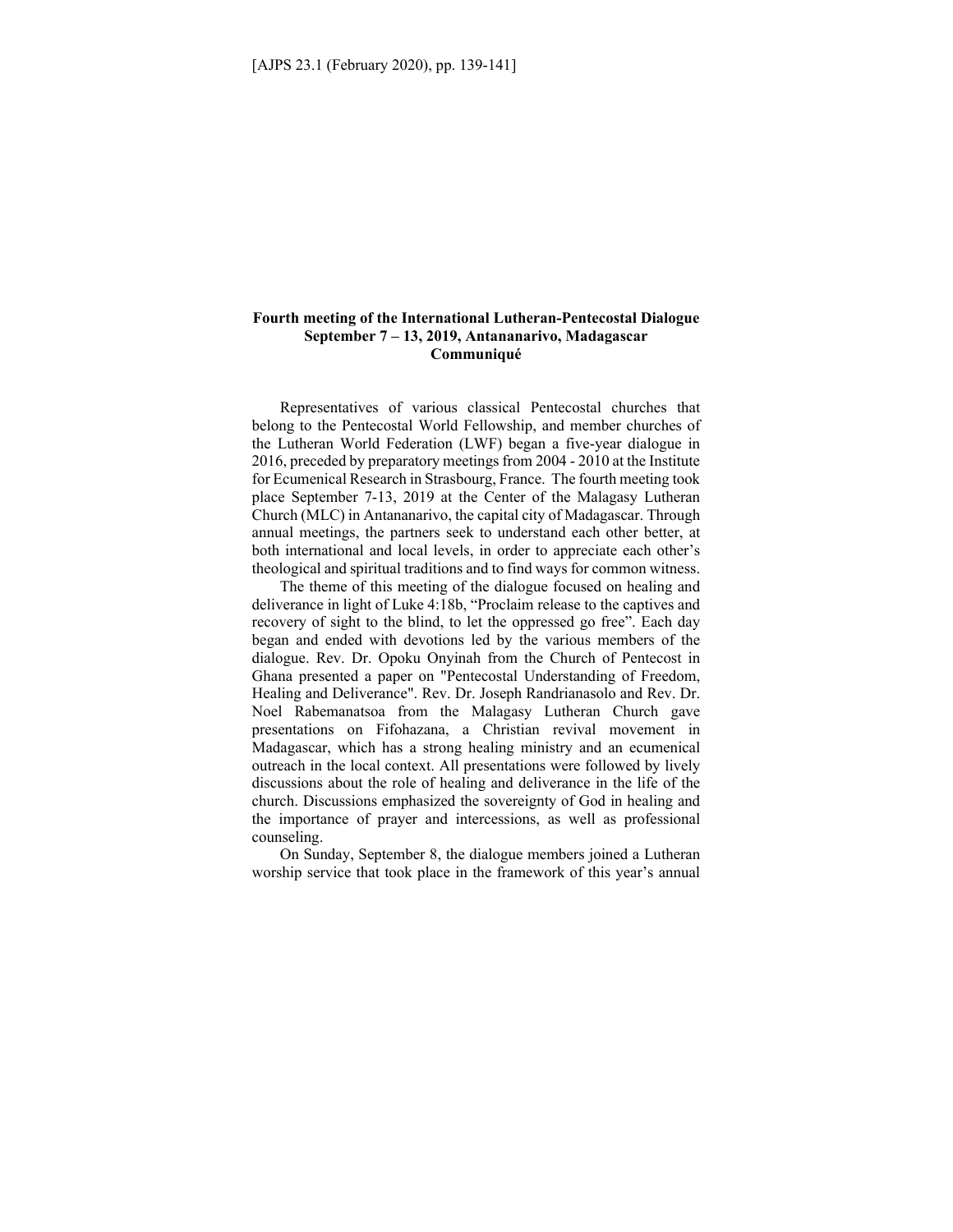# Fourth meeting of the International Lutheran-Pentecostal Dialogue
## September 7 – 13, 2019, Antananarivo, Madagascar
## Communiqué

Representatives of various classical Pentecostal churches that belong to the Pentecostal World Fellowship, and member churches of the Lutheran World Federation (LWF) began a five-year dialogue in 2016, preceded by preparatory meetings from 2004 - 2010 at the Institute for Ecumenical Research in Strasbourg, France. The fourth meeting took place September 7-13, 2019 at the Center of the Malagasy Lutheran Church (MLC) in Antananarivo, the capital city of Madagascar. Through annual meetings, the partners seek to understand each other better, at both international and local levels, in order to appreciate each other's theological and spiritual traditions and to find ways for common witness.

The theme of this meeting of the dialogue focused on healing and deliverance in light of Luke 4:18b, "Proclaim release to the captives and recovery of sight to the blind, to let the oppressed go free". Each day began and ended with devotions led by the various members of the dialogue. Rev. Dr. Opoku Onyinah from the Church of Pentecost in Ghana presented a paper on "Pentecostal Understanding of Freedom, Healing and Deliverance". Rev. Dr. Joseph Randrianasolo and Rev. Dr. Noel Rabemanatsoa from the Malagasy Lutheran Church gave presentations on Fifohazana, a Christian revival movement in Madagascar, which has a strong healing ministry and an ecumenical outreach in the local context. All presentations were followed by lively discussions about the role of healing and deliverance in the life of the church. Discussions emphasized the sovereignty of God in healing and the importance of prayer and intercessions, as well as professional counseling.

On Sunday, September 8, the dialogue members joined a Lutheran worship service that took place in the framework of this year's annual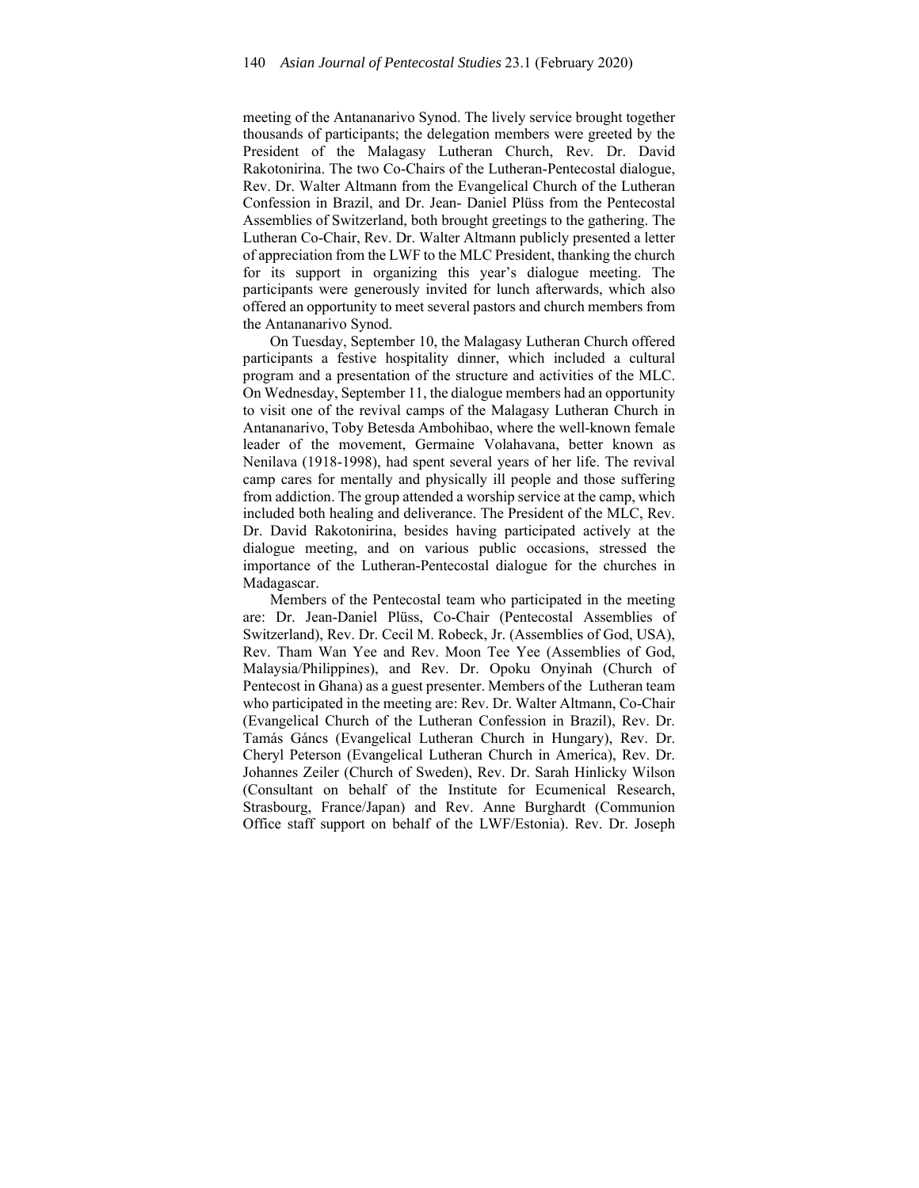meeting of the Antananarivo Synod. The lively service brought together thousands of participants; the delegation members were greeted by the President of the Malagasy Lutheran Church, Rev. Dr. David Rakotonirina. The two Co-Chairs of the Lutheran-Pentecostal dialogue, Rev. Dr. Walter Altmann from the Evangelical Church of the Lutheran Confession in Brazil, and Dr. Jean- Daniel Plüss from the Pentecostal Assemblies of Switzerland, both brought greetings to the gathering. The Lutheran Co-Chair, Rev. Dr. Walter Altmann publicly presented a letter of appreciation from the LWF to the MLC President, thanking the church for its support in organizing this year's dialogue meeting. The participants were generously invited for lunch afterwards, which also offered an opportunity to meet several pastors and church members from the Antananarivo Synod.

On Tuesday, September 10, the Malagasy Lutheran Church offered participants a festive hospitality dinner, which included a cultural program and a presentation of the structure and activities of the MLC. On Wednesday, September 11, the dialogue members had an opportunity to visit one of the revival camps of the Malagasy Lutheran Church in Antananarivo, Toby Betesda Ambohibao, where the well-known female leader of the movement, Germaine Volahavana, better known as Nenilava (1918-1998), had spent several years of her life. The revival camp cares for mentally and physically ill people and those suffering from addiction. The group attended a worship service at the camp, which included both healing and deliverance. The President of the MLC, Rev. Dr. David Rakotonirina, besides having participated actively at the dialogue meeting, and on various public occasions, stressed the importance of the Lutheran-Pentecostal dialogue for the churches in Madagascar.

Members of the Pentecostal team who participated in the meeting are: Dr. Jean-Daniel Plüss, Co-Chair (Pentecostal Assemblies of Switzerland), Rev. Dr. Cecil M. Robeck, Jr. (Assemblies of God, USA), Rev. Tham Wan Yee and Rev. Moon Tee Yee (Assemblies of God, Malaysia/Philippines), and Rev. Dr. Opoku Onyinah (Church of Pentecost in Ghana) as a guest presenter. Members of the Lutheran team who participated in the meeting are: Rev. Dr. Walter Altmann, Co-Chair (Evangelical Church of the Lutheran Confession in Brazil), Rev. Dr. Tamás Gáncs (Evangelical Lutheran Church in Hungary), Rev. Dr. Cheryl Peterson (Evangelical Lutheran Church in America), Rev. Dr. Johannes Zeiler (Church of Sweden), Rev. Dr. Sarah Hinlicky Wilson (Consultant on behalf of the Institute for Ecumenical Research, Strasbourg, France/Japan) and Rev. Anne Burghardt (Communion Office staff support on behalf of the LWF/Estonia). Rev. Dr. Joseph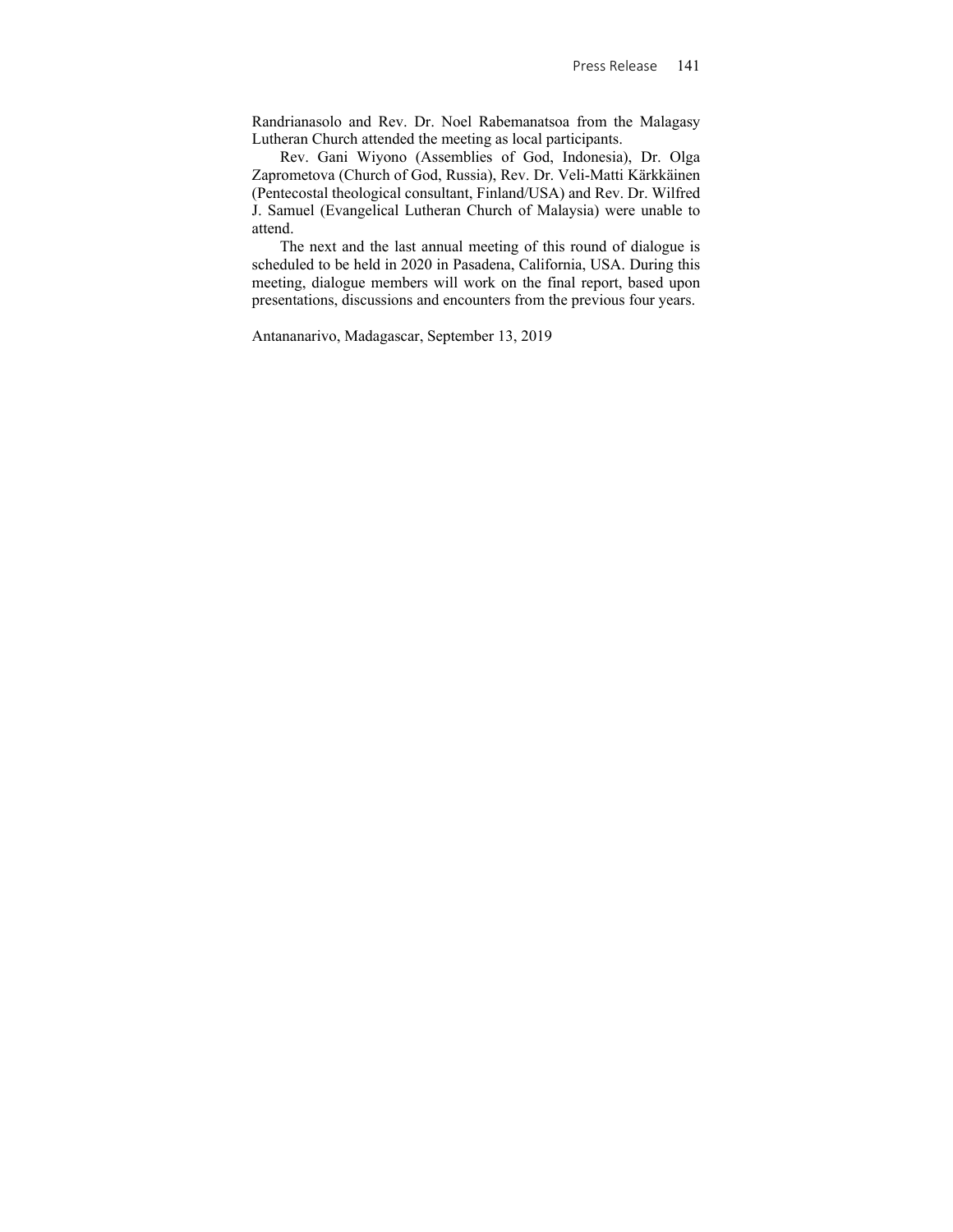Randrianasolo and Rev. Dr. Noel Rabemanatsoa from the Malagasy Lutheran Church attended the meeting as local participants.

Rev. Gani Wiyono (Assemblies of God, Indonesia), Dr. Olga Zaprometova (Church of God, Russia), Rev. Dr. Veli-Matti Kärkkäinen (Pentecostal theological consultant, Finland/USA) and Rev. Dr. Wilfred J. Samuel (Evangelical Lutheran Church of Malaysia) were unable to attend.

The next and the last annual meeting of this round of dialogue is scheduled to be held in 2020 in Pasadena, California, USA. During this meeting, dialogue members will work on the final report, based upon presentations, discussions and encounters from the previous four years.

Antananarivo, Madagascar, September 13, 2019